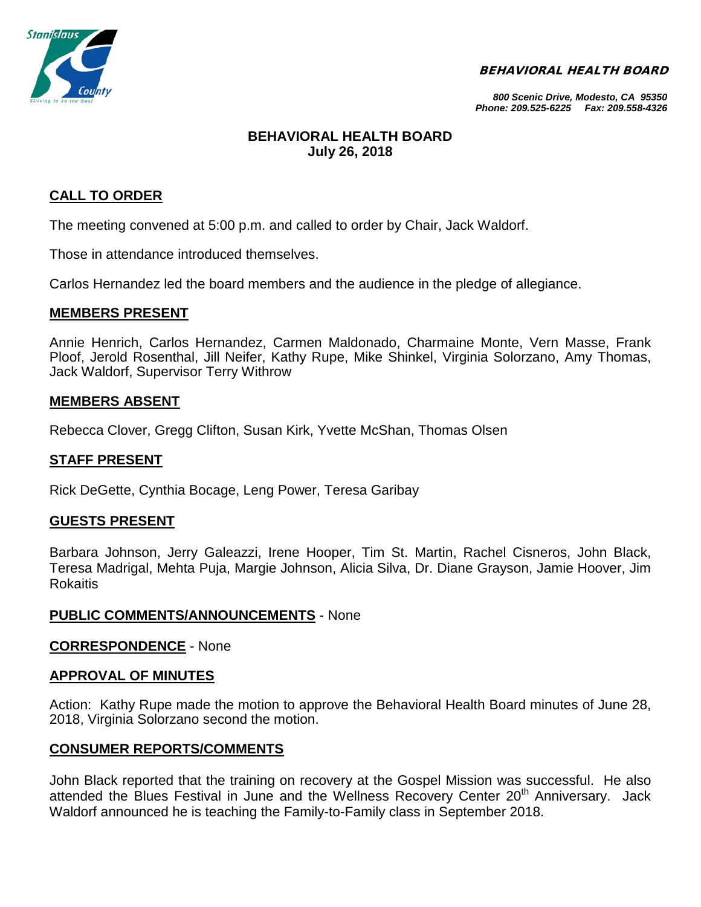**BEHAVIORAL HEALTH BOARD**

*800 Scenic Drive, Modesto, CA 95350*
*Phone: 209.525-6225 Fax: 209.558-4326*

# BEHAVIORAL HEALTH BOARD
## July 26, 2018

## CALL TO ORDER

The meeting convened at 5:00 p.m. and called to order by Chair, Jack Waldorf.

Those in attendance introduced themselves.

Carlos Hernandez led the board members and the audience in the pledge of allegiance.

## MEMBERS PRESENT

Annie Henrich, Carlos Hernandez, Carmen Maldonado, Charmaine Monte, Vern Masse, Frank Ploof, Jerold Rosenthal, Jill Neifer, Kathy Rupe, Mike Shinkel, Virginia Solorzano, Amy Thomas, Jack Waldorf, Supervisor Terry Withrow

## MEMBERS ABSENT

Rebecca Clover, Gregg Clifton, Susan Kirk, Yvette McShan, Thomas Olsen

## STAFF PRESENT

Rick DeGette, Cynthia Bocage, Leng Power, Teresa Garibay

## GUESTS PRESENT

Barbara Johnson, Jerry Galeazzi, Irene Hooper, Tim St. Martin, Rachel Cisneros, John Black, Teresa Madrigal, Mehta Puja, Margie Johnson, Alicia Silva, Dr. Diane Grayson, Jamie Hoover, Jim Rokaitis

## PUBLIC COMMENTS/ANNOUNCEMENTS - None

## CORRESPONDENCE - None

## APPROVAL OF MINUTES

Action: Kathy Rupe made the motion to approve the Behavioral Health Board minutes of June 28, 2018, Virginia Solorzano second the motion.

## CONSUMER REPORTS/COMMENTS

John Black reported that the training on recovery at the Gospel Mission was successful. He also attended the Blues Festival in June and the Wellness Recovery Center 20th Anniversary. Jack Waldorf announced he is teaching the Family-to-Family class in September 2018.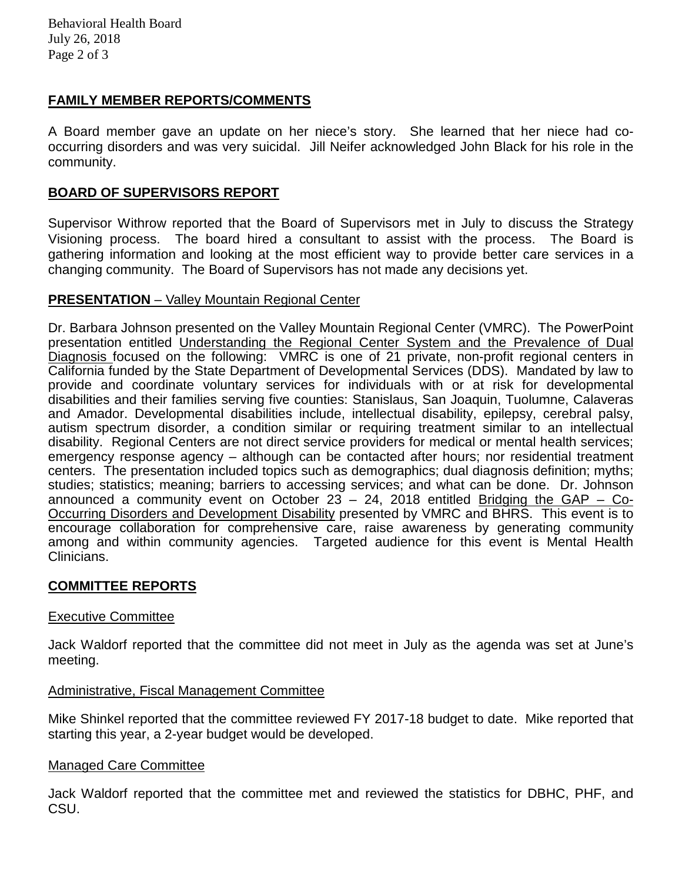## FAMILY MEMBER REPORTS/COMMENTS

A Board member gave an update on her niece's story. She learned that her niece had co-occurring disorders and was very suicidal. Jill Neifer acknowledged John Black for his role in the community.

## BOARD OF SUPERVISORS REPORT

Supervisor Withrow reported that the Board of Supervisors met in July to discuss the Strategy Visioning process. The board hired a consultant to assist with the process. The Board is gathering information and looking at the most efficient way to provide better care services in a changing community. The Board of Supervisors has not made any decisions yet.

## PRESENTATION – Valley Mountain Regional Center

Dr. Barbara Johnson presented on the Valley Mountain Regional Center (VMRC). The PowerPoint presentation entitled Understanding the Regional Center System and the Prevalence of Dual Diagnosis focused on the following: VMRC is one of 21 private, non-profit regional centers in California funded by the State Department of Developmental Services (DDS). Mandated by law to provide and coordinate voluntary services for individuals with or at risk for developmental disabilities and their families serving five counties: Stanislaus, San Joaquin, Tuolumne, Calaveras and Amador. Developmental disabilities include, intellectual disability, epilepsy, cerebral palsy, autism spectrum disorder, a condition similar or requiring treatment similar to an intellectual disability. Regional Centers are not direct service providers for medical or mental health services; emergency response agency – although can be contacted after hours; nor residential treatment centers. The presentation included topics such as demographics; dual diagnosis definition; myths; studies; statistics; meaning; barriers to accessing services; and what can be done. Dr. Johnson announced a community event on October 23 – 24, 2018 entitled Bridging the GAP – Co-Occurring Disorders and Development Disability presented by VMRC and BHRS. This event is to encourage collaboration for comprehensive care, raise awareness by generating community among and within community agencies. Targeted audience for this event is Mental Health Clinicians.

## COMMITTEE REPORTS

### Executive Committee

Jack Waldorf reported that the committee did not meet in July as the agenda was set at June's meeting.

### Administrative, Fiscal Management Committee

Mike Shinkel reported that the committee reviewed FY 2017-18 budget to date. Mike reported that starting this year, a 2-year budget would be developed.

### Managed Care Committee

Jack Waldorf reported that the committee met and reviewed the statistics for DBHC, PHF, and CSU.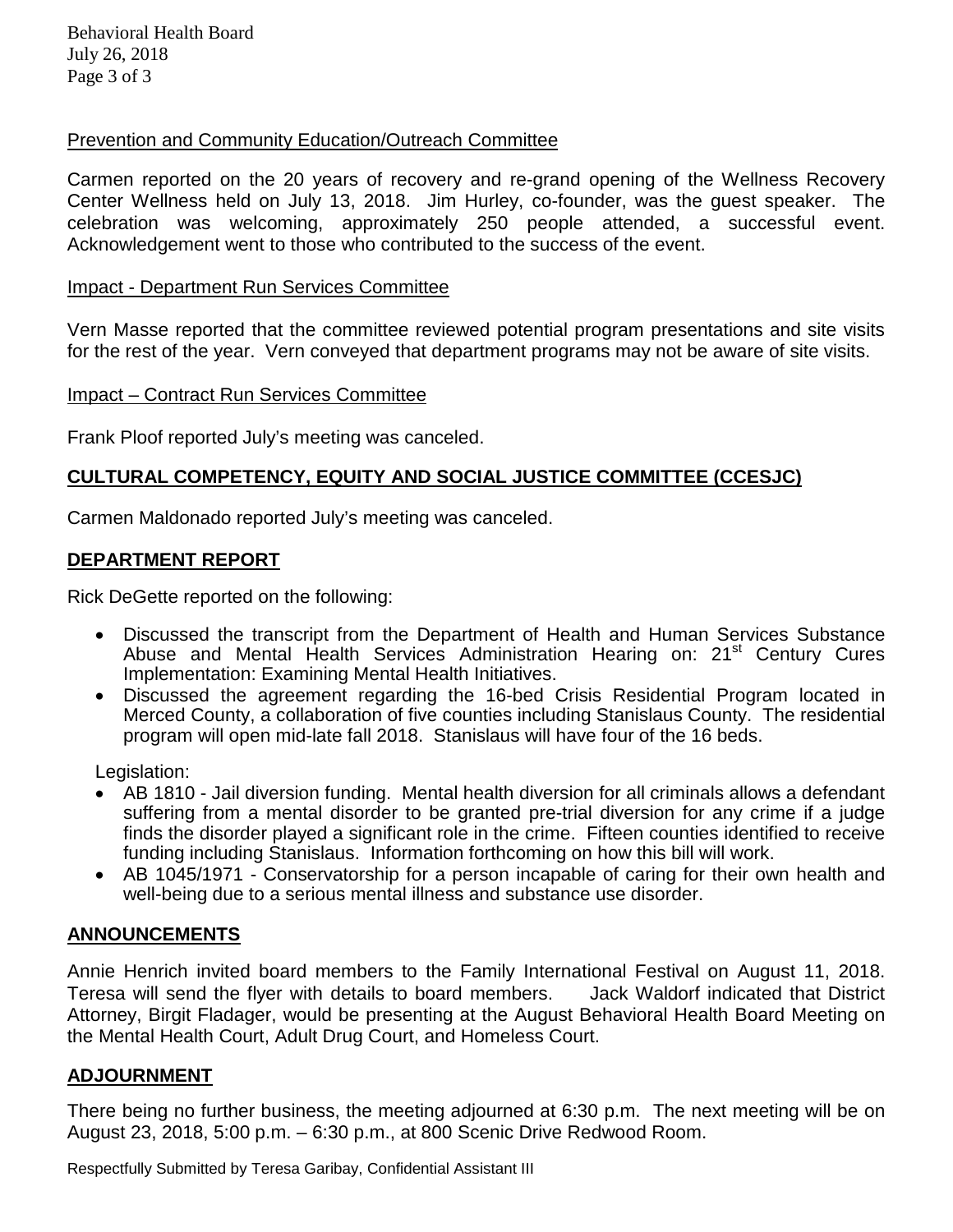Prevention and Community Education/Outreach Committee

Carmen reported on the 20 years of recovery and re-grand opening of the Wellness Recovery Center Wellness held on July 13, 2018. Jim Hurley, co-founder, was the guest speaker. The celebration was welcoming, approximately 250 people attended, a successful event. Acknowledgement went to those who contributed to the success of the event.

Impact - Department Run Services Committee

Vern Masse reported that the committee reviewed potential program presentations and site visits for the rest of the year. Vern conveyed that department programs may not be aware of site visits.

Impact – Contract Run Services Committee

Frank Ploof reported July's meeting was canceled.

## CULTURAL COMPETENCY, EQUITY AND SOCIAL JUSTICE COMMITTEE (CCESJC)

Carmen Maldonado reported July's meeting was canceled.

## DEPARTMENT REPORT

Rick DeGette reported on the following:

- Discussed the transcript from the Department of Health and Human Services Substance Abuse and Mental Health Services Administration Hearing on: 21st Century Cures Implementation: Examining Mental Health Initiatives.
- Discussed the agreement regarding the 16-bed Crisis Residential Program located in Merced County, a collaboration of five counties including Stanislaus County. The residential program will open mid-late fall 2018. Stanislaus will have four of the 16 beds.

Legislation:

- AB 1810 - Jail diversion funding. Mental health diversion for all criminals allows a defendant suffering from a mental disorder to be granted pre-trial diversion for any crime if a judge finds the disorder played a significant role in the crime. Fifteen counties identified to receive funding including Stanislaus. Information forthcoming on how this bill will work.
- AB 1045/1971 - Conservatorship for a person incapable of caring for their own health and well-being due to a serious mental illness and substance use disorder.

## ANNOUNCEMENTS

Annie Henrich invited board members to the Family International Festival on August 11, 2018. Teresa will send the flyer with details to board members. Jack Waldorf indicated that District Attorney, Birgit Fladager, would be presenting at the August Behavioral Health Board Meeting on the Mental Health Court, Adult Drug Court, and Homeless Court.

## ADJOURNMENT

There being no further business, the meeting adjourned at 6:30 p.m. The next meeting will be on August 23, 2018, 5:00 p.m. – 6:30 p.m., at 800 Scenic Drive Redwood Room.

Respectfully Submitted by Teresa Garibay, Confidential Assistant III